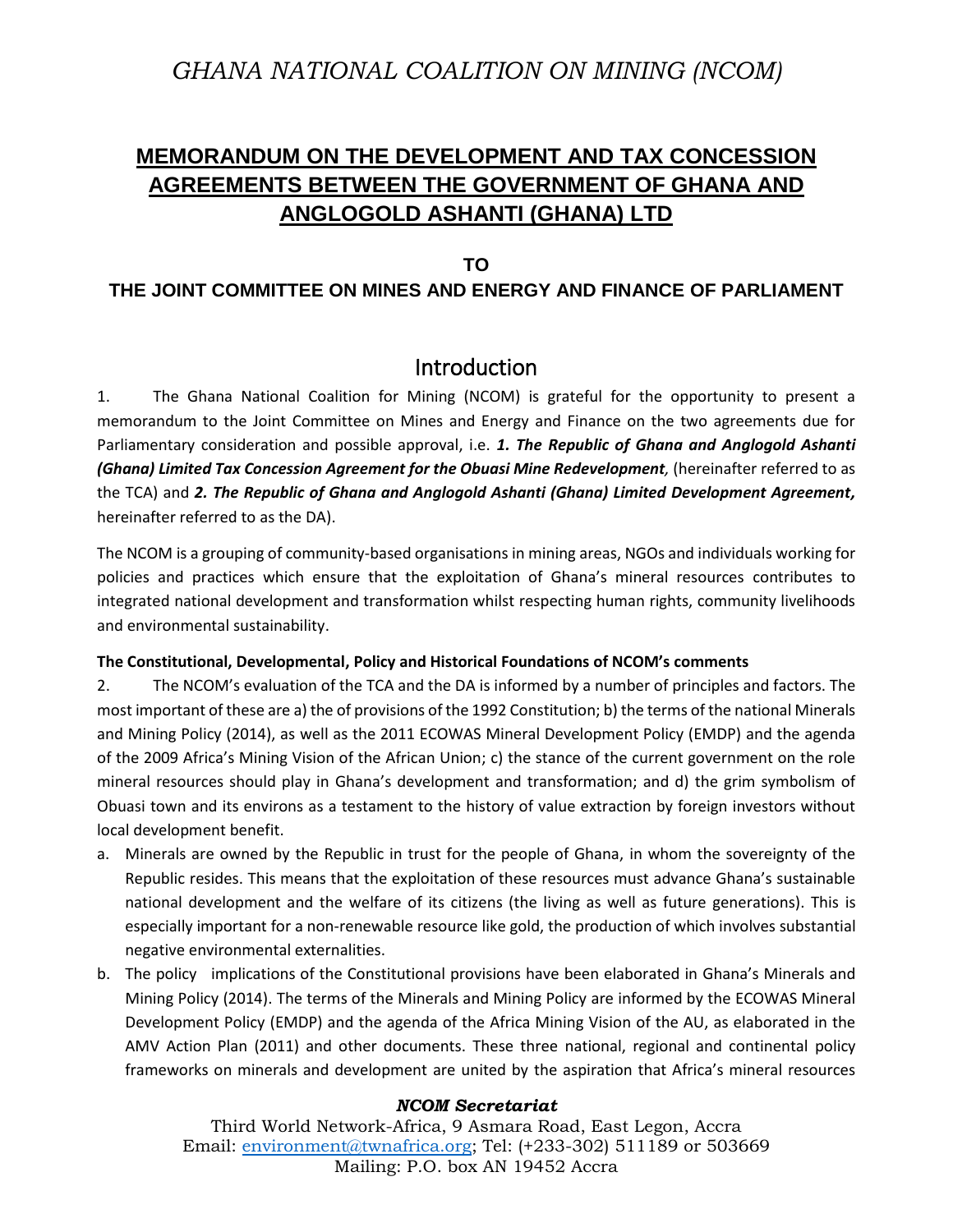# GHANA NATIONAL COALITION ON MINING (NCOM)

## MEMORANDUM ON THE DEVELOPMENT AND TAX CONCESSION AGREEMENTS BETWEEN THE GOVERNMENT OF GHANA AND ANGLOGOLD ASHANTI (GHANA) LTD

**TO**

**THE JOINT COMMITTEE ON MINES AND ENERGY AND FINANCE OF PARLIAMENT**

## Introduction

1. The Ghana National Coalition for Mining (NCOM) is grateful for the opportunity to present a memorandum to the Joint Committee on Mines and Energy and Finance on the two agreements due for Parliamentary consideration and possible approval, i.e. ***1. The Republic of Ghana and Anglogold Ashanti (Ghana) Limited Tax Concession Agreement for the Obuasi Mine Redevelopment**,* (hereinafter referred to as the TCA) and ***2. The Republic of Ghana and Anglogold Ashanti (Ghana) Limited Development Agreement,*** hereinafter referred to as the DA).

The NCOM is a grouping of community-based organisations in mining areas, NGOs and individuals working for policies and practices which ensure that the exploitation of Ghana's mineral resources contributes to integrated national development and transformation whilst respecting human rights, community livelihoods and environmental sustainability.

**The Constitutional, Developmental, Policy and Historical Foundations of NCOM's comments**

2. The NCOM's evaluation of the TCA and the DA is informed by a number of principles and factors. The most important of these are a) the of provisions of the 1992 Constitution; b) the terms of the national Minerals and Mining Policy (2014), as well as the 2011 ECOWAS Mineral Development Policy (EMDP) and the agenda of the 2009 Africa's Mining Vision of the African Union; c) the stance of the current government on the role mineral resources should play in Ghana's development and transformation; and d) the grim symbolism of Obuasi town and its environs as a testament to the history of value extraction by foreign investors without local development benefit.

a. Minerals are owned by the Republic in trust for the people of Ghana, in whom the sovereignty of the Republic resides. This means that the exploitation of these resources must advance Ghana's sustainable national development and the welfare of its citizens (the living as well as future generations). This is especially important for a non-renewable resource like gold, the production of which involves substantial negative environmental externalities.
b. The policy implications of the Constitutional provisions have been elaborated in Ghana's Minerals and Mining Policy (2014). The terms of the Minerals and Mining Policy are informed by the ECOWAS Mineral Development Policy (EMDP) and the agenda of the Africa Mining Vision of the AU, as elaborated in the AMV Action Plan (2011) and other documents. These three national, regional and continental policy frameworks on minerals and development are united by the aspiration that Africa's mineral resources

*NCOM Secretariat*

Third World Network-Africa, 9 Asmara Road, East Legon, Accra
Email: environment@twnafrica.org; Tel: (+233-302) 511189 or 503669
Mailing: P.O. box AN 19452 Accra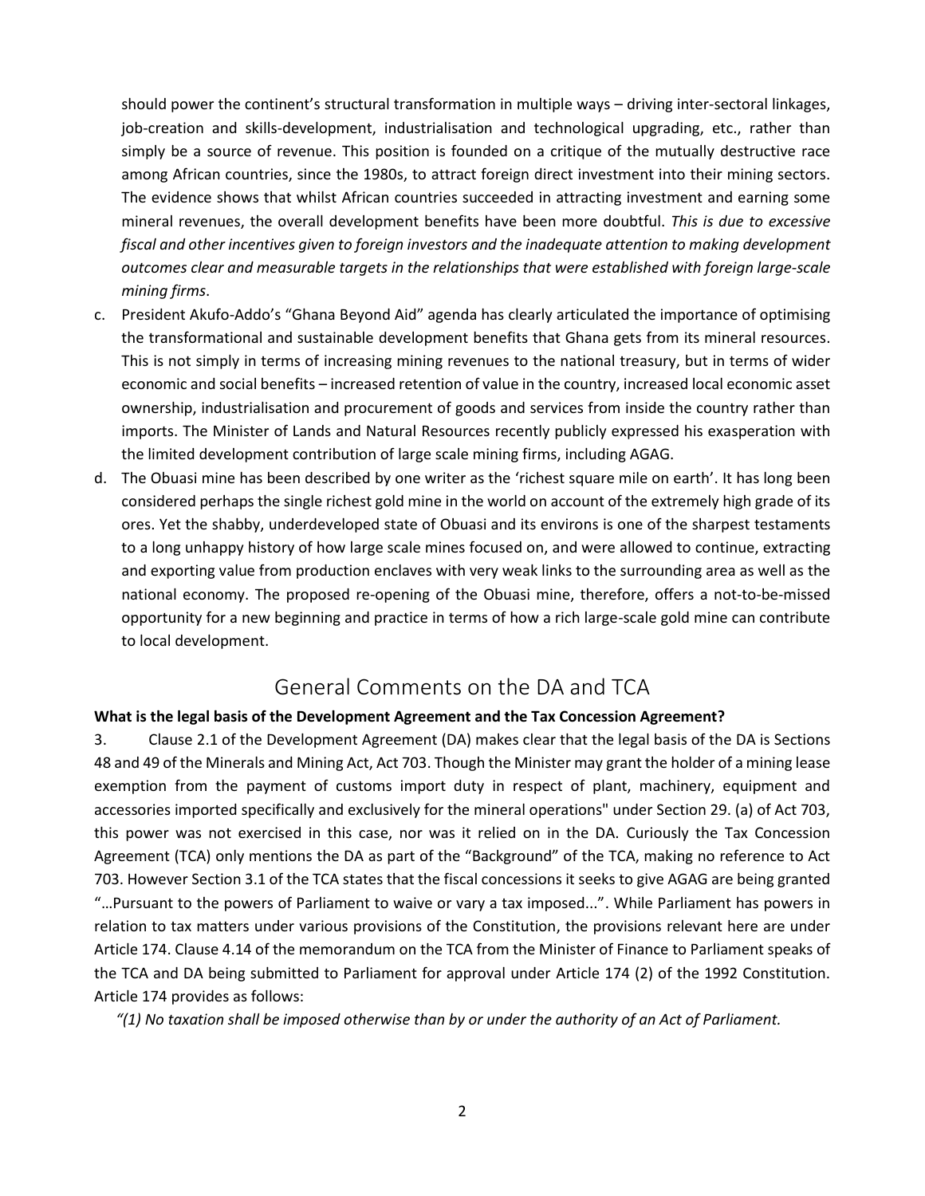should power the continent's structural transformation in multiple ways – driving inter-sectoral linkages, job-creation and skills-development, industrialisation and technological upgrading, etc., rather than simply be a source of revenue. This position is founded on a critique of the mutually destructive race among African countries, since the 1980s, to attract foreign direct investment into their mining sectors. The evidence shows that whilst African countries succeeded in attracting investment and earning some mineral revenues, the overall development benefits have been more doubtful. *This is due to excessive fiscal and other incentives given to foreign investors and the inadequate attention to making development outcomes clear and measurable targets in the relationships that were established with foreign large-scale mining firms*.

c. President Akufo-Addo's "Ghana Beyond Aid" agenda has clearly articulated the importance of optimising the transformational and sustainable development benefits that Ghana gets from its mineral resources. This is not simply in terms of increasing mining revenues to the national treasury, but in terms of wider economic and social benefits – increased retention of value in the country, increased local economic asset ownership, industrialisation and procurement of goods and services from inside the country rather than imports. The Minister of Lands and Natural Resources recently publicly expressed his exasperation with the limited development contribution of large scale mining firms, including AGAG.

d. The Obuasi mine has been described by one writer as the 'richest square mile on earth'. It has long been considered perhaps the single richest gold mine in the world on account of the extremely high grade of its ores. Yet the shabby, underdeveloped state of Obuasi and its environs is one of the sharpest testaments to a long unhappy history of how large scale mines focused on, and were allowed to continue, extracting and exporting value from production enclaves with very weak links to the surrounding area as well as the national economy. The proposed re-opening of the Obuasi mine, therefore, offers a not-to-be-missed opportunity for a new beginning and practice in terms of how a rich large-scale gold mine can contribute to local development.

## General Comments on the DA and TCA

**What is the legal basis of the Development Agreement and the Tax Concession Agreement?**

3. Clause 2.1 of the Development Agreement (DA) makes clear that the legal basis of the DA is Sections 48 and 49 of the Minerals and Mining Act, Act 703. Though the Minister may grant the holder of a mining lease exemption from the payment of customs import duty in respect of plant, machinery, equipment and accessories imported specifically and exclusively for the mineral operations" under Section 29. (a) of Act 703, this power was not exercised in this case, nor was it relied on in the DA. Curiously the Tax Concession Agreement (TCA) only mentions the DA as part of the "Background" of the TCA, making no reference to Act 703. However Section 3.1 of the TCA states that the fiscal concessions it seeks to give AGAG are being granted "…Pursuant to the powers of Parliament to waive or vary a tax imposed...". While Parliament has powers in relation to tax matters under various provisions of the Constitution, the provisions relevant here are under Article 174. Clause 4.14 of the memorandum on the TCA from the Minister of Finance to Parliament speaks of the TCA and DA being submitted to Parliament for approval under Article 174 (2) of the 1992 Constitution. Article 174 provides as follows:

*"(1) No taxation shall be imposed otherwise than by or under the authority of an Act of Parliament.*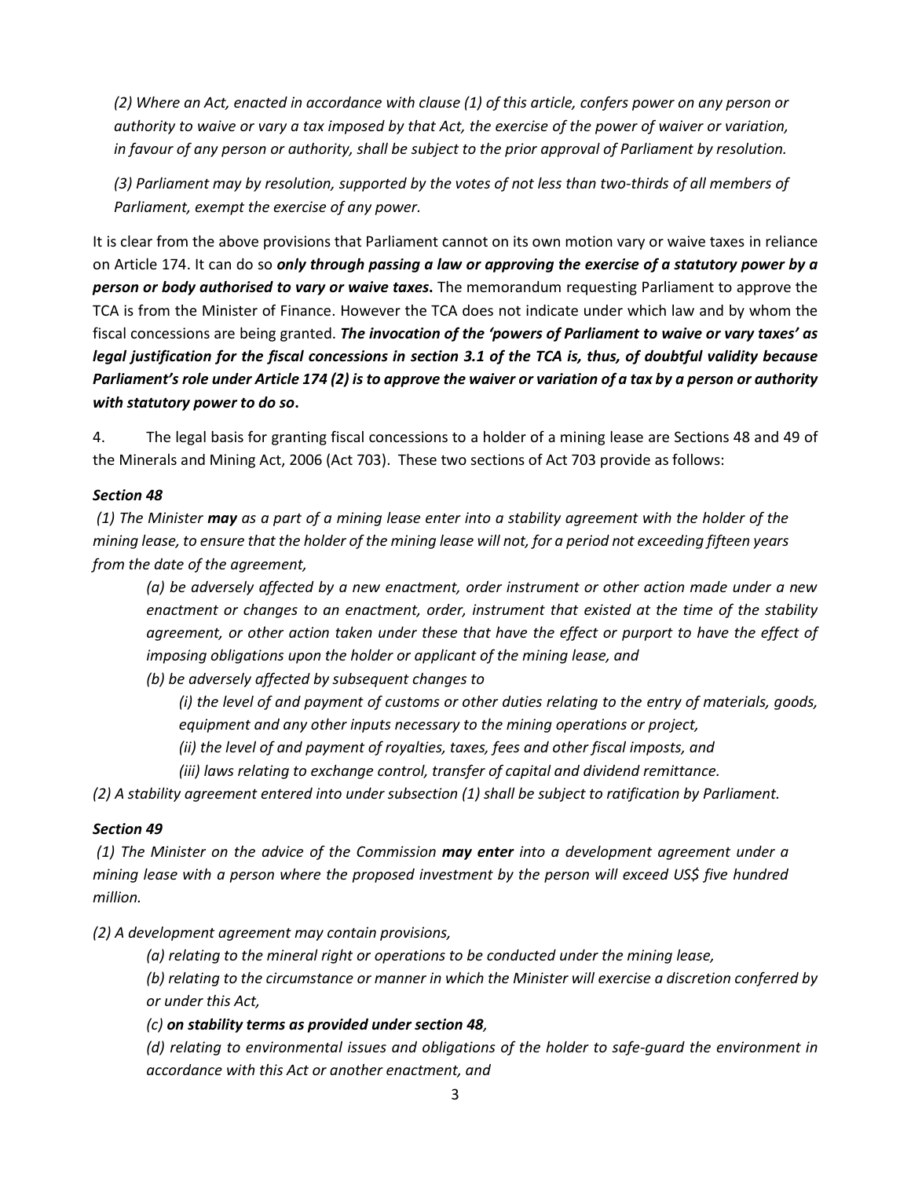*(2) Where an Act, enacted in accordance with clause (1) of this article, confers power on any person or authority to waive or vary a tax imposed by that Act, the exercise of the power of waiver or variation, in favour of any person or authority, shall be subject to the prior approval of Parliament by resolution.*

*(3) Parliament may by resolution, supported by the votes of not less than two-thirds of all members of Parliament, exempt the exercise of any power.*

It is clear from the above provisions that Parliament cannot on its own motion vary or waive taxes in reliance on Article 174. It can do so ***only through passing a law or approving the exercise of a statutory power by a person or body authorised to vary or waive taxes*.** The memorandum requesting Parliament to approve the TCA is from the Minister of Finance. However the TCA does not indicate under which law and by whom the fiscal concessions are being granted. ***The invocation of the 'powers of Parliament to waive or vary taxes' as legal justification for the fiscal concessions in section 3.1 of the TCA is, thus, of doubtful validity because Parliament's role under Article 174 (2) is to approve the waiver or variation of a tax by a person or authority with statutory power to do so*.**

4. The legal basis for granting fiscal concessions to a holder of a mining lease are Sections 48 and 49 of the Minerals and Mining Act, 2006 (Act 703). These two sections of Act 703 provide as follows:

***Section 48***

*(1) The Minister **may** as a part of a mining lease enter into a stability agreement with the holder of the mining lease, to ensure that the holder of the mining lease will not, for a period not exceeding fifteen years from the date of the agreement,*

> *(a) be adversely affected by a new enactment, order instrument or other action made under a new enactment or changes to an enactment, order, instrument that existed at the time of the stability agreement, or other action taken under these that have the effect or purport to have the effect of imposing obligations upon the holder or applicant of the mining lease, and*
>
> *(b) be adversely affected by subsequent changes to*
>
> > *(i) the level of and payment of customs or other duties relating to the entry of materials, goods, equipment and any other inputs necessary to the mining operations or project,*
> >
> > *(ii) the level of and payment of royalties, taxes, fees and other fiscal imposts, and*
> >
> > *(iii) laws relating to exchange control, transfer of capital and dividend remittance.*

*(2) A stability agreement entered into under subsection (1) shall be subject to ratification by Parliament.*

***Section 49***

*(1) The Minister on the advice of the Commission **may enter** into a development agreement under a mining lease with a person where the proposed investment by the person will exceed US$ five hundred million.*

*(2) A development agreement may contain provisions,*

> *(a) relating to the mineral right or operations to be conducted under the mining lease,*
>
> *(b) relating to the circumstance or manner in which the Minister will exercise a discretion conferred by or under this Act,*
>
> *(c) **on stability terms as provided under section 48**,*
>
> *(d) relating to environmental issues and obligations of the holder to safe-guard the environment in accordance with this Act or another enactment, and*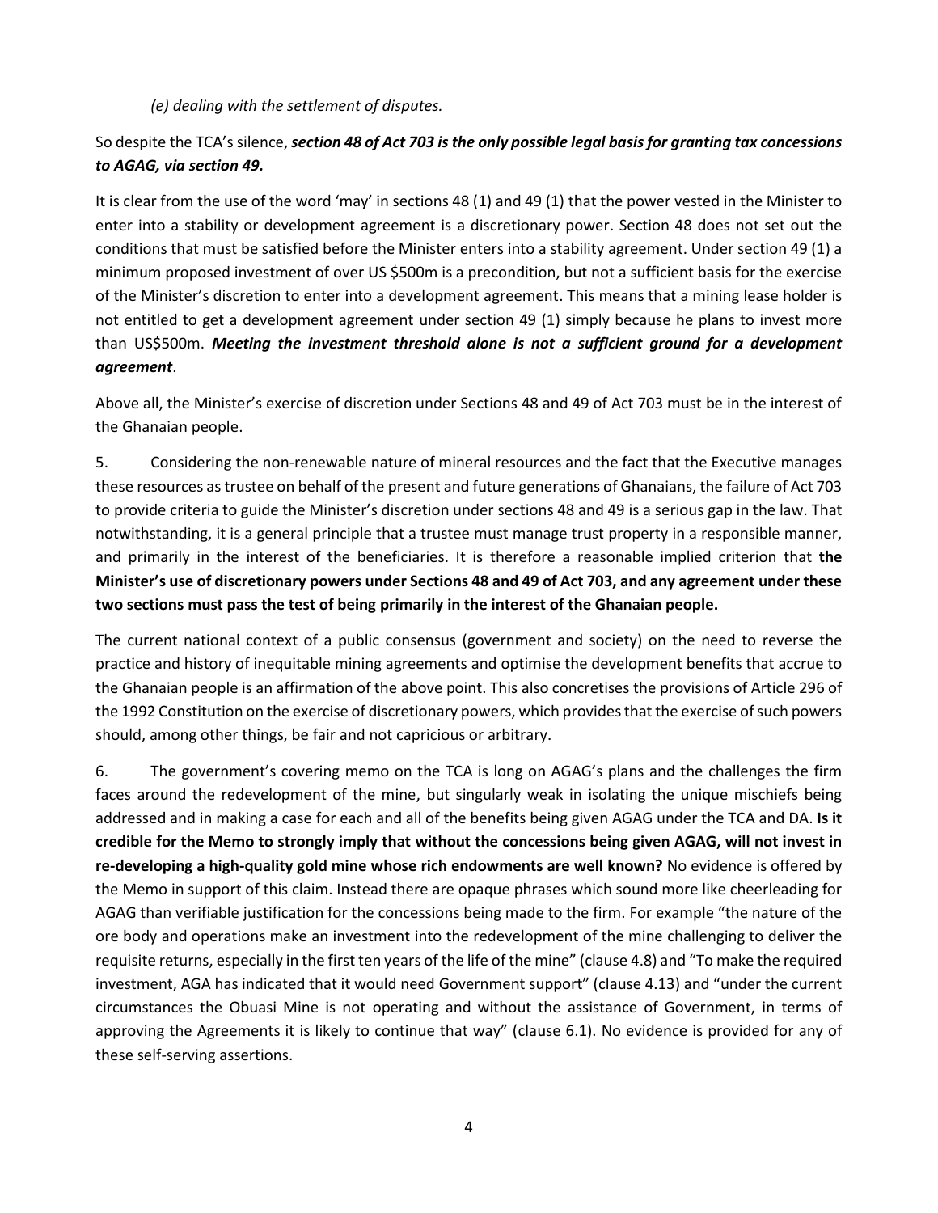*(e) dealing with the settlement of disputes.*

So despite the TCA's silence, ***section 48 of Act 703 is the only possible legal basis for granting tax concessions to AGAG, via section 49.***

It is clear from the use of the word 'may' in sections 48 (1) and 49 (1) that the power vested in the Minister to enter into a stability or development agreement is a discretionary power. Section 48 does not set out the conditions that must be satisfied before the Minister enters into a stability agreement. Under section 49 (1) a minimum proposed investment of over US \$500m is a precondition, but not a sufficient basis for the exercise of the Minister's discretion to enter into a development agreement. This means that a mining lease holder is not entitled to get a development agreement under section 49 (1) simply because he plans to invest more than US\$500m. ***Meeting the investment threshold alone is not a sufficient ground for a development agreement***.

Above all, the Minister's exercise of discretion under Sections 48 and 49 of Act 703 must be in the interest of the Ghanaian people.

5. Considering the non-renewable nature of mineral resources and the fact that the Executive manages these resources as trustee on behalf of the present and future generations of Ghanaians, the failure of Act 703 to provide criteria to guide the Minister's discretion under sections 48 and 49 is a serious gap in the law. That notwithstanding, it is a general principle that a trustee must manage trust property in a responsible manner, and primarily in the interest of the beneficiaries. It is therefore a reasonable implied criterion that **the Minister's use of discretionary powers under Sections 48 and 49 of Act 703, and any agreement under these two sections must pass the test of being primarily in the interest of the Ghanaian people.**

The current national context of a public consensus (government and society) on the need to reverse the practice and history of inequitable mining agreements and optimise the development benefits that accrue to the Ghanaian people is an affirmation of the above point. This also concretises the provisions of Article 296 of the 1992 Constitution on the exercise of discretionary powers, which provides that the exercise of such powers should, among other things, be fair and not capricious or arbitrary.

6. The government's covering memo on the TCA is long on AGAG's plans and the challenges the firm faces around the redevelopment of the mine, but singularly weak in isolating the unique mischiefs being addressed and in making a case for each and all of the benefits being given AGAG under the TCA and DA. **Is it credible for the Memo to strongly imply that without the concessions being given AGAG, will not invest in re-developing a high-quality gold mine whose rich endowments are well known?** No evidence is offered by the Memo in support of this claim. Instead there are opaque phrases which sound more like cheerleading for AGAG than verifiable justification for the concessions being made to the firm. For example "the nature of the ore body and operations make an investment into the redevelopment of the mine challenging to deliver the requisite returns, especially in the first ten years of the life of the mine" (clause 4.8) and "To make the required investment, AGA has indicated that it would need Government support" (clause 4.13) and "under the current circumstances the Obuasi Mine is not operating and without the assistance of Government, in terms of approving the Agreements it is likely to continue that way" (clause 6.1). No evidence is provided for any of these self-serving assertions.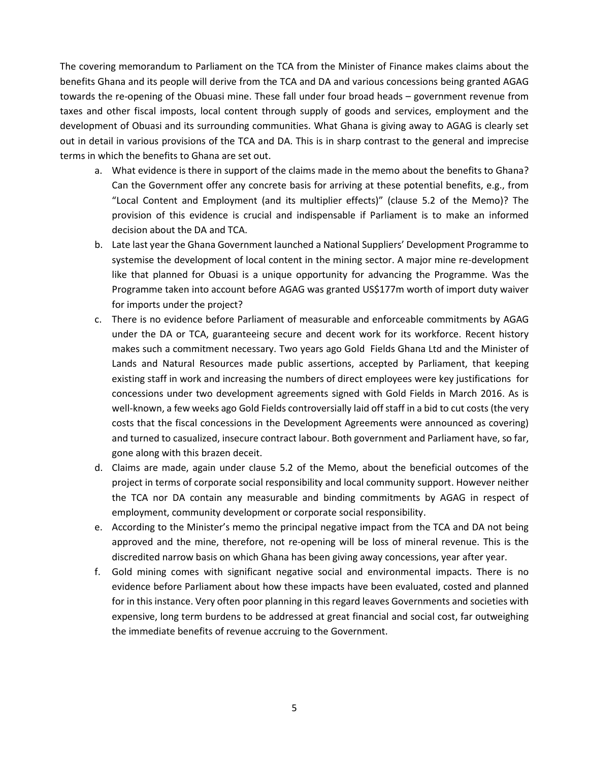The covering memorandum to Parliament on the TCA from the Minister of Finance makes claims about the benefits Ghana and its people will derive from the TCA and DA and various concessions being granted AGAG towards the re-opening of the Obuasi mine. These fall under four broad heads – government revenue from taxes and other fiscal imposts, local content through supply of goods and services, employment and the development of Obuasi and its surrounding communities. What Ghana is giving away to AGAG is clearly set out in detail in various provisions of the TCA and DA. This is in sharp contrast to the general and imprecise terms in which the benefits to Ghana are set out.

a. What evidence is there in support of the claims made in the memo about the benefits to Ghana? Can the Government offer any concrete basis for arriving at these potential benefits, e.g., from "Local Content and Employment (and its multiplier effects)" (clause 5.2 of the Memo)? The provision of this evidence is crucial and indispensable if Parliament is to make an informed decision about the DA and TCA.

b. Late last year the Ghana Government launched a National Suppliers' Development Programme to systemise the development of local content in the mining sector. A major mine re-development like that planned for Obuasi is a unique opportunity for advancing the Programme. Was the Programme taken into account before AGAG was granted US$177m worth of import duty waiver for imports under the project?

c. There is no evidence before Parliament of measurable and enforceable commitments by AGAG under the DA or TCA, guaranteeing secure and decent work for its workforce. Recent history makes such a commitment necessary. Two years ago Gold Fields Ghana Ltd and the Minister of Lands and Natural Resources made public assertions, accepted by Parliament, that keeping existing staff in work and increasing the numbers of direct employees were key justifications for concessions under two development agreements signed with Gold Fields in March 2016. As is well-known, a few weeks ago Gold Fields controversially laid off staff in a bid to cut costs (the very costs that the fiscal concessions in the Development Agreements were announced as covering) and turned to casualized, insecure contract labour. Both government and Parliament have, so far, gone along with this brazen deceit.

d. Claims are made, again under clause 5.2 of the Memo, about the beneficial outcomes of the project in terms of corporate social responsibility and local community support. However neither the TCA nor DA contain any measurable and binding commitments by AGAG in respect of employment, community development or corporate social responsibility.

e. According to the Minister's memo the principal negative impact from the TCA and DA not being approved and the mine, therefore, not re-opening will be loss of mineral revenue. This is the discredited narrow basis on which Ghana has been giving away concessions, year after year.

f. Gold mining comes with significant negative social and environmental impacts. There is no evidence before Parliament about how these impacts have been evaluated, costed and planned for in this instance. Very often poor planning in this regard leaves Governments and societies with expensive, long term burdens to be addressed at great financial and social cost, far outweighing the immediate benefits of revenue accruing to the Government.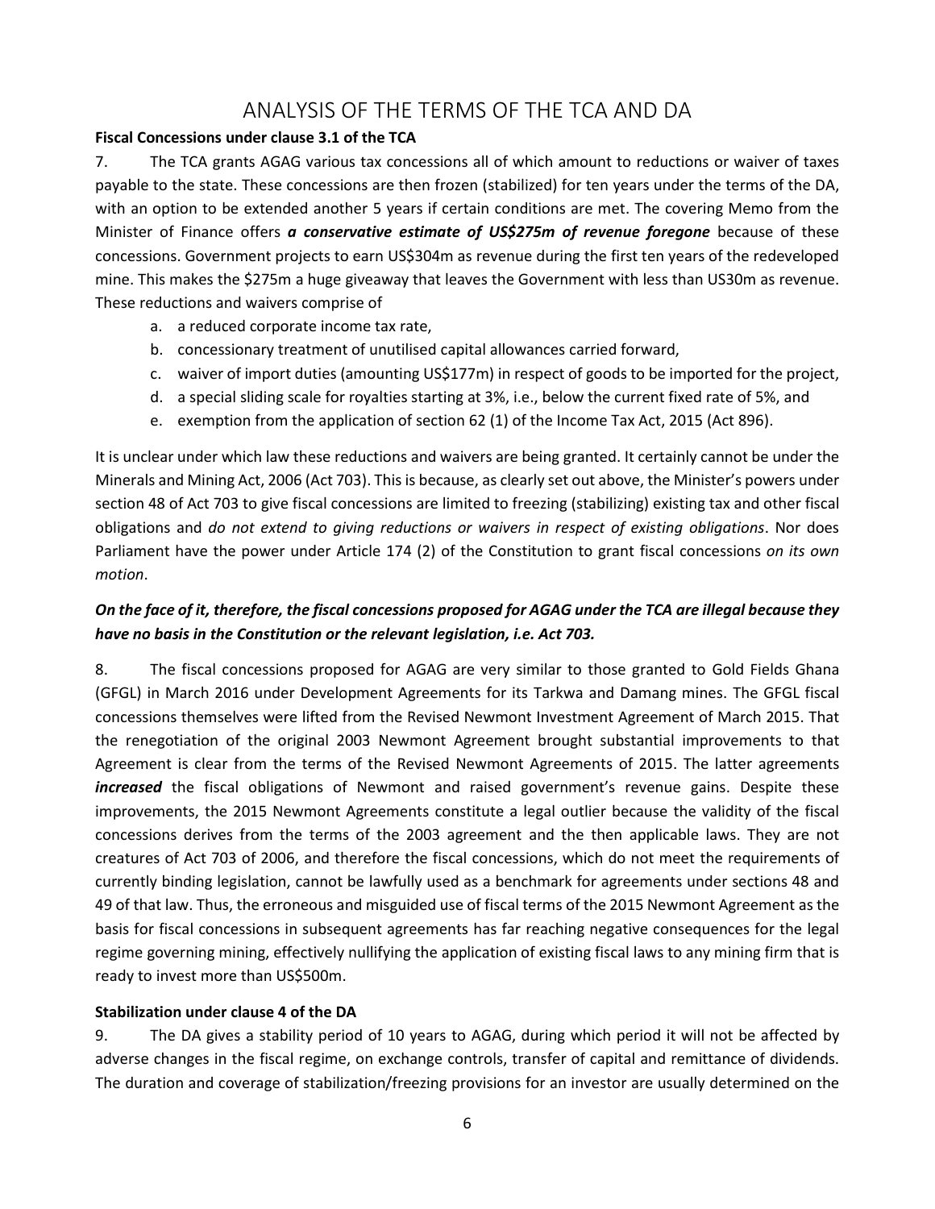# ANALYSIS OF THE TERMS OF THE TCA AND DA

**Fiscal Concessions under clause 3.1 of the TCA**

7. The TCA grants AGAG various tax concessions all of which amount to reductions or waiver of taxes payable to the state. These concessions are then frozen (stabilized) for ten years under the terms of the DA, with an option to be extended another 5 years if certain conditions are met. The covering Memo from the Minister of Finance offers ***a conservative estimate of US$275m of revenue foregone*** because of these concessions. Government projects to earn US$304m as revenue during the first ten years of the redeveloped mine. This makes the $275m a huge giveaway that leaves the Government with less than US30m as revenue. These reductions and waivers comprise of

a. a reduced corporate income tax rate,
b. concessionary treatment of unutilised capital allowances carried forward,
c. waiver of import duties (amounting US$177m) in respect of goods to be imported for the project,
d. a special sliding scale for royalties starting at 3%, i.e., below the current fixed rate of 5%, and
e. exemption from the application of section 62 (1) of the Income Tax Act, 2015 (Act 896).

It is unclear under which law these reductions and waivers are being granted. It certainly cannot be under the Minerals and Mining Act, 2006 (Act 703). This is because, as clearly set out above, the Minister's powers under section 48 of Act 703 to give fiscal concessions are limited to freezing (stabilizing) existing tax and other fiscal obligations and *do not extend to giving reductions or waivers in respect of existing obligations*. Nor does Parliament have the power under Article 174 (2) of the Constitution to grant fiscal concessions *on its own motion*.

***On the face of it, therefore, the fiscal concessions proposed for AGAG under the TCA are illegal because they have no basis in the Constitution or the relevant legislation, i.e. Act 703.***

8. The fiscal concessions proposed for AGAG are very similar to those granted to Gold Fields Ghana (GFGL) in March 2016 under Development Agreements for its Tarkwa and Damang mines. The GFGL fiscal concessions themselves were lifted from the Revised Newmont Investment Agreement of March 2015. That the renegotiation of the original 2003 Newmont Agreement brought substantial improvements to that Agreement is clear from the terms of the Revised Newmont Agreements of 2015. The latter agreements ***increased*** the fiscal obligations of Newmont and raised government's revenue gains. Despite these improvements, the 2015 Newmont Agreements constitute a legal outlier because the validity of the fiscal concessions derives from the terms of the 2003 agreement and the then applicable laws. They are not creatures of Act 703 of 2006, and therefore the fiscal concessions, which do not meet the requirements of currently binding legislation, cannot be lawfully used as a benchmark for agreements under sections 48 and 49 of that law. Thus, the erroneous and misguided use of fiscal terms of the 2015 Newmont Agreement as the basis for fiscal concessions in subsequent agreements has far reaching negative consequences for the legal regime governing mining, effectively nullifying the application of existing fiscal laws to any mining firm that is ready to invest more than US$500m.

**Stabilization under clause 4 of the DA**

9. The DA gives a stability period of 10 years to AGAG, during which period it will not be affected by adverse changes in the fiscal regime, on exchange controls, transfer of capital and remittance of dividends. The duration and coverage of stabilization/freezing provisions for an investor are usually determined on the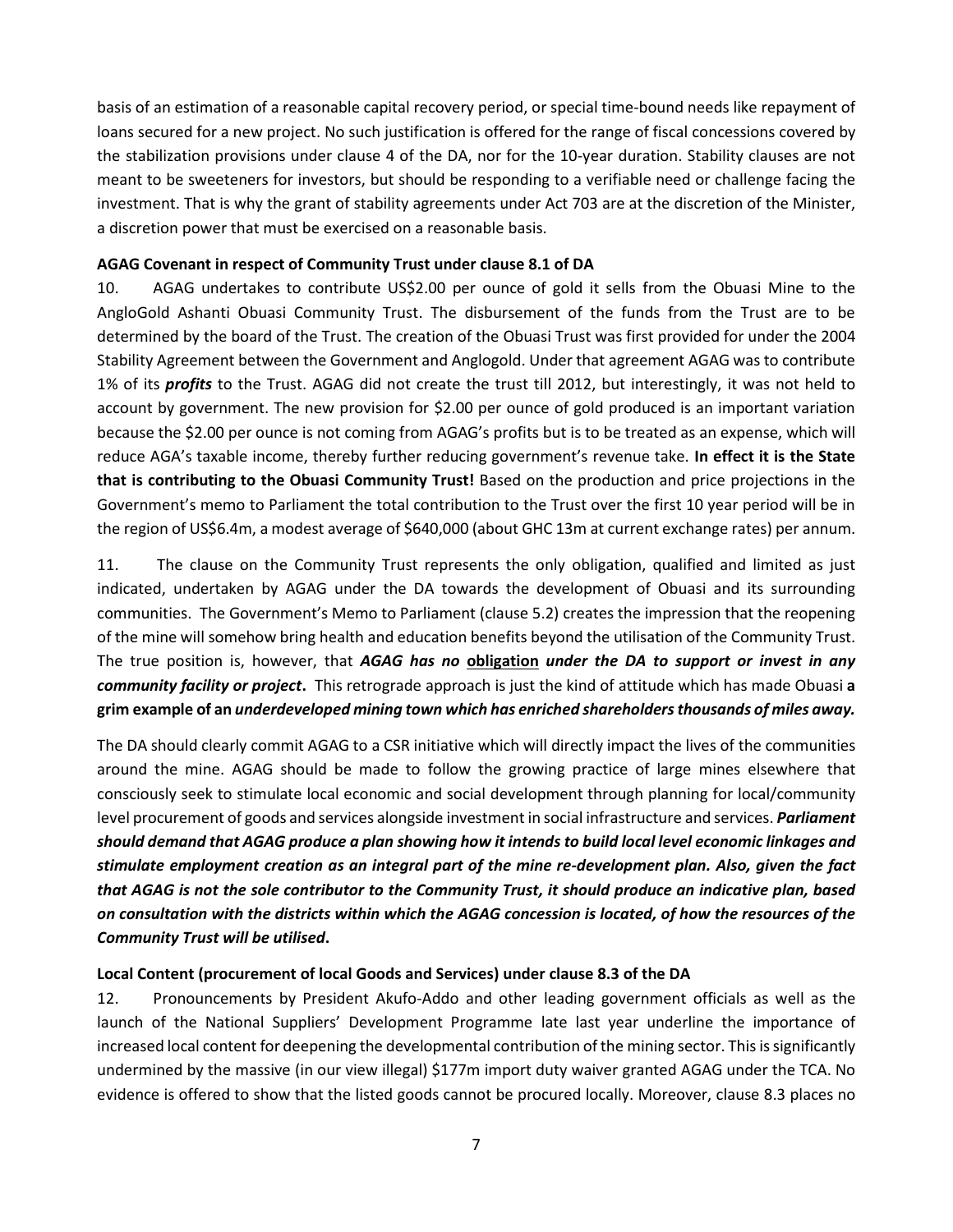basis of an estimation of a reasonable capital recovery period, or special time-bound needs like repayment of loans secured for a new project. No such justification is offered for the range of fiscal concessions covered by the stabilization provisions under clause 4 of the DA, nor for the 10-year duration. Stability clauses are not meant to be sweeteners for investors, but should be responding to a verifiable need or challenge facing the investment. That is why the grant of stability agreements under Act 703 are at the discretion of the Minister, a discretion power that must be exercised on a reasonable basis.

**AGAG Covenant in respect of Community Trust under clause 8.1 of DA**

10. AGAG undertakes to contribute US$2.00 per ounce of gold it sells from the Obuasi Mine to the AngloGold Ashanti Obuasi Community Trust. The disbursement of the funds from the Trust are to be determined by the board of the Trust. The creation of the Obuasi Trust was first provided for under the 2004 Stability Agreement between the Government and Anglogold. Under that agreement AGAG was to contribute 1% of its ***profits*** to the Trust. AGAG did not create the trust till 2012, but interestingly, it was not held to account by government. The new provision for $2.00 per ounce of gold produced is an important variation because the $2.00 per ounce is not coming from AGAG's profits but is to be treated as an expense, which will reduce AGA's taxable income, thereby further reducing government's revenue take. **In effect it is the State that is contributing to the Obuasi Community Trust!** Based on the production and price projections in the Government's memo to Parliament the total contribution to the Trust over the first 10 year period will be in the region of US$6.4m, a modest average of $640,000 (about GHC 13m at current exchange rates) per annum.

11. The clause on the Community Trust represents the only obligation, qualified and limited as just indicated, undertaken by AGAG under the DA towards the development of Obuasi and its surrounding communities. The Government's Memo to Parliament (clause 5.2) creates the impression that the reopening of the mine will somehow bring health and education benefits beyond the utilisation of the Community Trust. The true position is, however, that ***AGAG has no <u>obligation</u> under the DA to support or invest in any community facility or project*****.** This retrograde approach is just the kind of attitude which has made Obuasi **a grim example of an *underdeveloped mining town which has enriched shareholders thousands of miles away.***

The DA should clearly commit AGAG to a CSR initiative which will directly impact the lives of the communities around the mine. AGAG should be made to follow the growing practice of large mines elsewhere that consciously seek to stimulate local economic and social development through planning for local/community level procurement of goods and services alongside investment in social infrastructure and services. ***Parliament should demand that AGAG produce a plan showing how it intends to build local level economic linkages and stimulate employment creation as an integral part of the mine re-development plan. Also, given the fact that AGAG is not the sole contributor to the Community Trust, it should produce an indicative plan, based on consultation with the districts within which the AGAG concession is located, of how the resources of the Community Trust will be utilised*****.**

**Local Content (procurement of local Goods and Services) under clause 8.3 of the DA**

12. Pronouncements by President Akufo-Addo and other leading government officials as well as the launch of the National Suppliers' Development Programme late last year underline the importance of increased local content for deepening the developmental contribution of the mining sector. This is significantly undermined by the massive (in our view illegal) $177m import duty waiver granted AGAG under the TCA. No evidence is offered to show that the listed goods cannot be procured locally. Moreover, clause 8.3 places no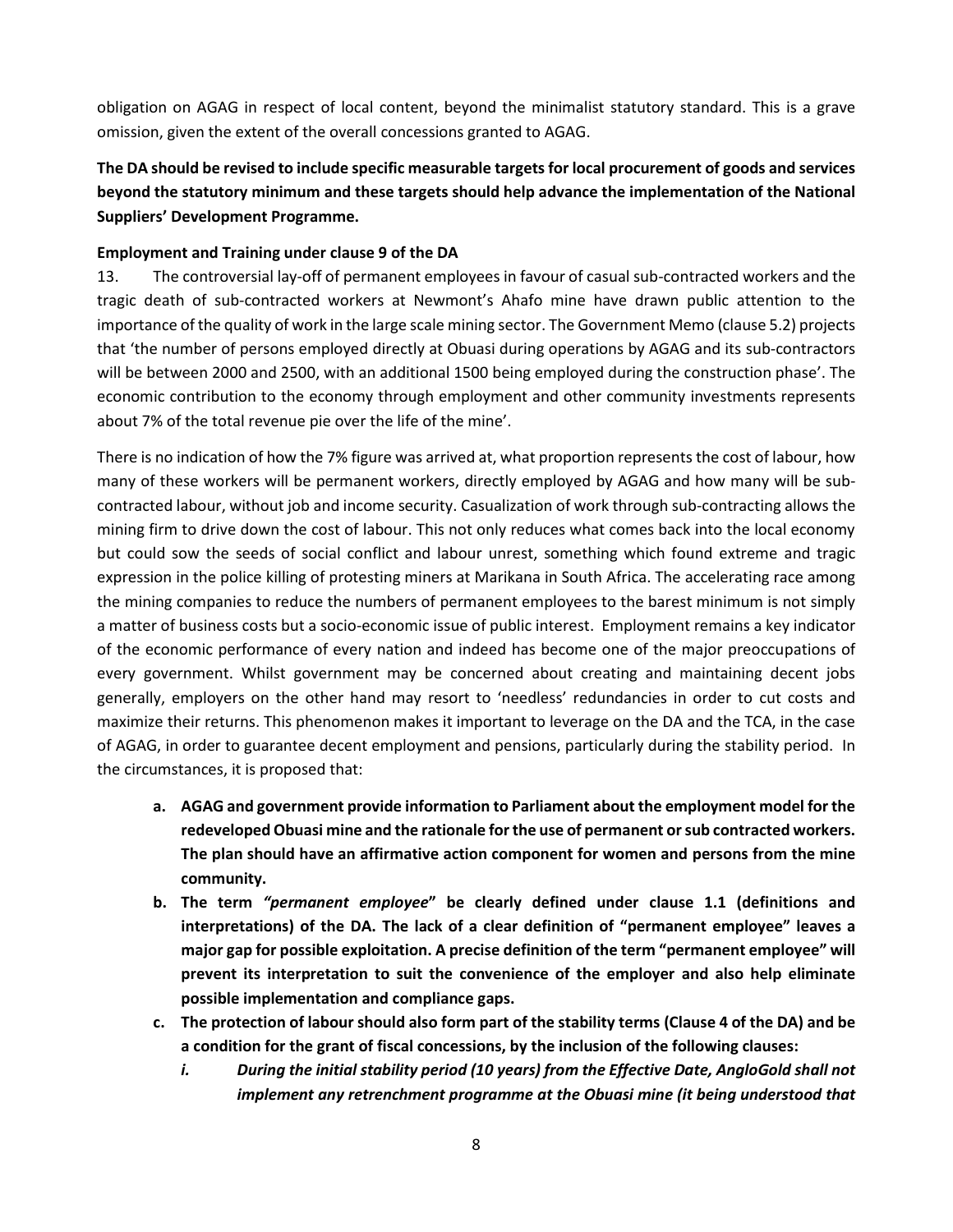obligation on AGAG in respect of local content, beyond the minimalist statutory standard. This is a grave omission, given the extent of the overall concessions granted to AGAG.

**The DA should be revised to include specific measurable targets for local procurement of goods and services beyond the statutory minimum and these targets should help advance the implementation of the National Suppliers' Development Programme.**

**Employment and Training under clause 9 of the DA**

13. The controversial lay-off of permanent employees in favour of casual sub-contracted workers and the tragic death of sub-contracted workers at Newmont's Ahafo mine have drawn public attention to the importance of the quality of work in the large scale mining sector. The Government Memo (clause 5.2) projects that 'the number of persons employed directly at Obuasi during operations by AGAG and its sub-contractors will be between 2000 and 2500, with an additional 1500 being employed during the construction phase'. The economic contribution to the economy through employment and other community investments represents about 7% of the total revenue pie over the life of the mine'.

There is no indication of how the 7% figure was arrived at, what proportion represents the cost of labour, how many of these workers will be permanent workers, directly employed by AGAG and how many will be sub-contracted labour, without job and income security. Casualization of work through sub-contracting allows the mining firm to drive down the cost of labour. This not only reduces what comes back into the local economy but could sow the seeds of social conflict and labour unrest, something which found extreme and tragic expression in the police killing of protesting miners at Marikana in South Africa. The accelerating race among the mining companies to reduce the numbers of permanent employees to the barest minimum is not simply a matter of business costs but a socio-economic issue of public interest. Employment remains a key indicator of the economic performance of every nation and indeed has become one of the major preoccupations of every government. Whilst government may be concerned about creating and maintaining decent jobs generally, employers on the other hand may resort to 'needless' redundancies in order to cut costs and maximize their returns. This phenomenon makes it important to leverage on the DA and the TCA, in the case of AGAG, in order to guarantee decent employment and pensions, particularly during the stability period. In the circumstances, it is proposed that:

a. **AGAG and government provide information to Parliament about the employment model for the redeveloped Obuasi mine and the rationale for the use of permanent or sub contracted workers. The plan should have an affirmative action component for women and persons from the mine community.**
b. **The term *"permanent employee"* be clearly defined under clause 1.1 (definitions and interpretations) of the DA. The lack of a clear definition of "permanent employee" leaves a major gap for possible exploitation. A precise definition of the term "permanent employee" will prevent its interpretation to suit the convenience of the employer and also help eliminate possible implementation and compliance gaps.**
c. **The protection of labour should also form part of the stability terms (Clause 4 of the DA) and be a condition for the grant of fiscal concessions, by the inclusion of the following clauses:**
    i. ***During the initial stability period (10 years) from the Effective Date, AngloGold shall not implement any retrenchment programme at the Obuasi mine (it being understood that***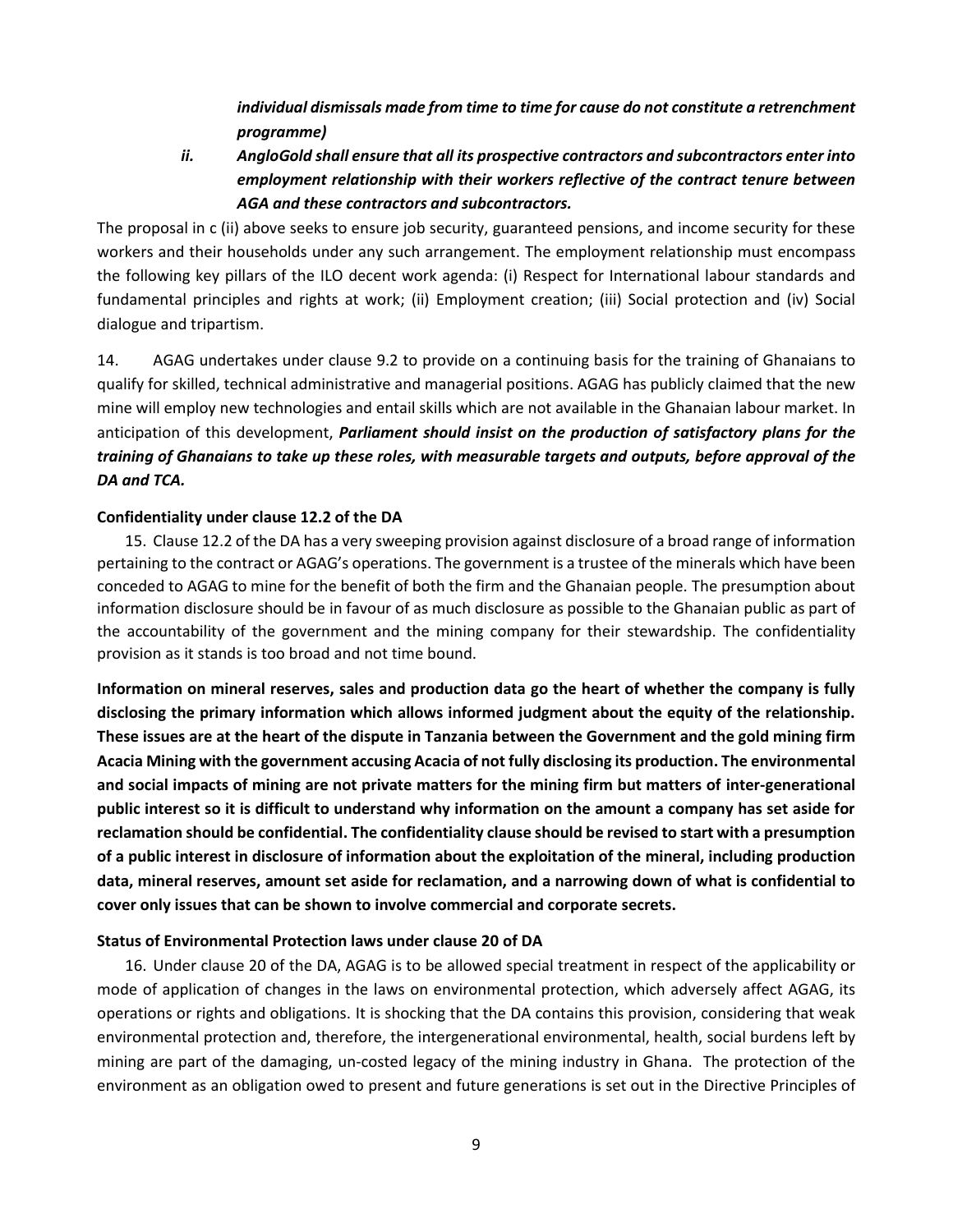***individual dismissals made from time to time for cause do not constitute a retrenchment programme)***

*ii.* ***AngloGold shall ensure that all its prospective contractors and subcontractors enter into employment relationship with their workers reflective of the contract tenure between AGA and these contractors and subcontractors.***

The proposal in c (ii) above seeks to ensure job security, guaranteed pensions, and income security for these workers and their households under any such arrangement. The employment relationship must encompass the following key pillars of the ILO decent work agenda: (i) Respect for International labour standards and fundamental principles and rights at work; (ii) Employment creation; (iii) Social protection and (iv) Social dialogue and tripartism.

14. AGAG undertakes under clause 9.2 to provide on a continuing basis for the training of Ghanaians to qualify for skilled, technical administrative and managerial positions. AGAG has publicly claimed that the new mine will employ new technologies and entail skills which are not available in the Ghanaian labour market. In anticipation of this development, ***Parliament should insist on the production of satisfactory plans for the training of Ghanaians to take up these roles, with measurable targets and outputs, before approval of the DA and TCA.***

**Confidentiality under clause 12.2 of the DA**

15. Clause 12.2 of the DA has a very sweeping provision against disclosure of a broad range of information pertaining to the contract or AGAG's operations. The government is a trustee of the minerals which have been conceded to AGAG to mine for the benefit of both the firm and the Ghanaian people. The presumption about information disclosure should be in favour of as much disclosure as possible to the Ghanaian public as part of the accountability of the government and the mining company for their stewardship. The confidentiality provision as it stands is too broad and not time bound.

**Information on mineral reserves, sales and production data go the heart of whether the company is fully disclosing the primary information which allows informed judgment about the equity of the relationship. These issues are at the heart of the dispute in Tanzania between the Government and the gold mining firm Acacia Mining with the government accusing Acacia of not fully disclosing its production. The environmental and social impacts of mining are not private matters for the mining firm but matters of inter-generational public interest so it is difficult to understand why information on the amount a company has set aside for reclamation should be confidential. The confidentiality clause should be revised to start with a presumption of a public interest in disclosure of information about the exploitation of the mineral, including production data, mineral reserves, amount set aside for reclamation, and a narrowing down of what is confidential to cover only issues that can be shown to involve commercial and corporate secrets.**

**Status of Environmental Protection laws under clause 20 of DA**

16. Under clause 20 of the DA, AGAG is to be allowed special treatment in respect of the applicability or mode of application of changes in the laws on environmental protection, which adversely affect AGAG, its operations or rights and obligations. It is shocking that the DA contains this provision, considering that weak environmental protection and, therefore, the intergenerational environmental, health, social burdens left by mining are part of the damaging, un-costed legacy of the mining industry in Ghana. The protection of the environment as an obligation owed to present and future generations is set out in the Directive Principles of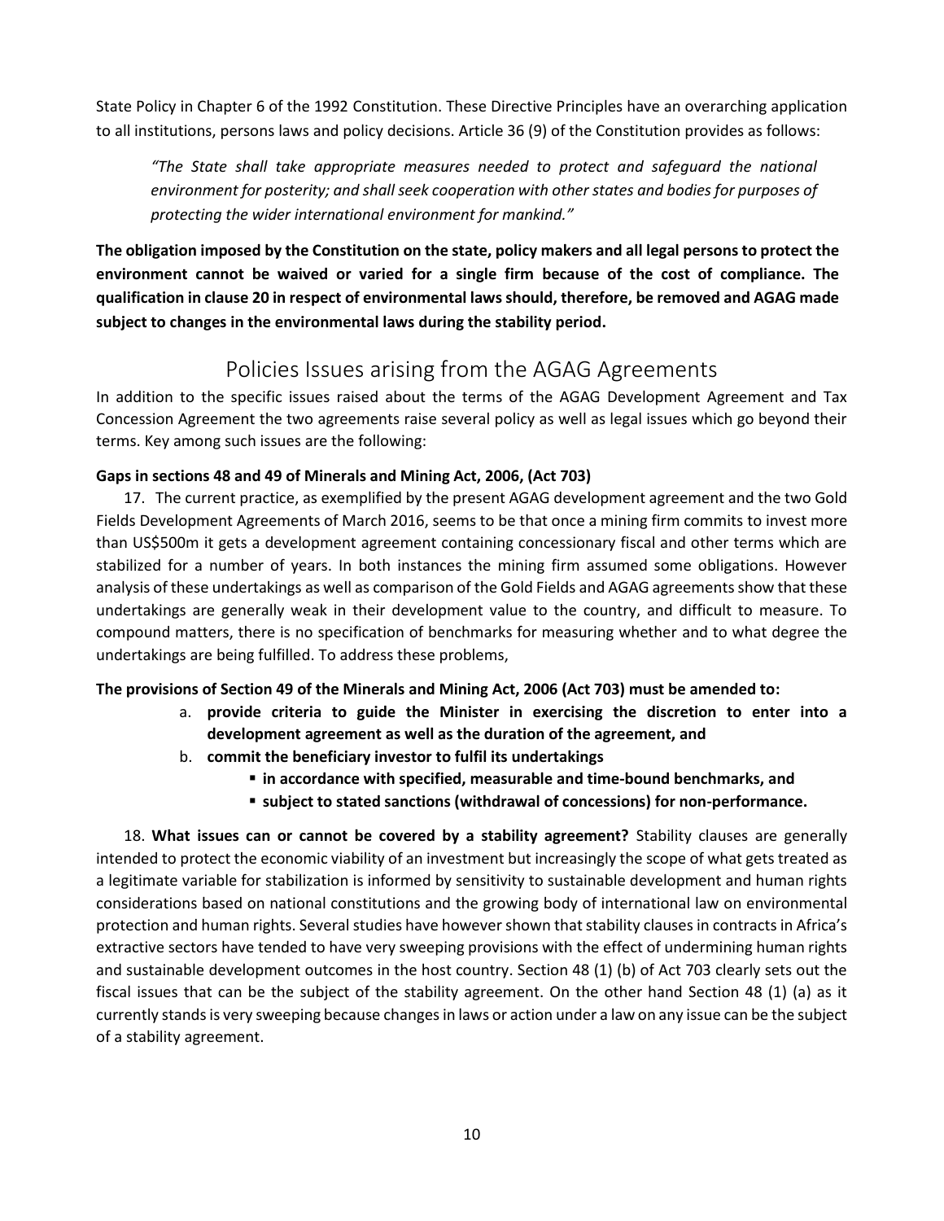State Policy in Chapter 6 of the 1992 Constitution. These Directive Principles have an overarching application to all institutions, persons laws and policy decisions. Article 36 (9) of the Constitution provides as follows:

> *"The State shall take appropriate measures needed to protect and safeguard the national environment for posterity; and shall seek cooperation with other states and bodies for purposes of protecting the wider international environment for mankind."*

**The obligation imposed by the Constitution on the state, policy makers and all legal persons to protect the environment cannot be waived or varied for a single firm because of the cost of compliance. The qualification in clause 20 in respect of environmental laws should, therefore, be removed and AGAG made subject to changes in the environmental laws during the stability period.**

## Policies Issues arising from the AGAG Agreements

In addition to the specific issues raised about the terms of the AGAG Development Agreement and Tax Concession Agreement the two agreements raise several policy as well as legal issues which go beyond their terms. Key among such issues are the following:

**Gaps in sections 48 and 49 of Minerals and Mining Act, 2006, (Act 703)**

17. The current practice, as exemplified by the present AGAG development agreement and the two Gold Fields Development Agreements of March 2016, seems to be that once a mining firm commits to invest more than US$500m it gets a development agreement containing concessionary fiscal and other terms which are stabilized for a number of years. In both instances the mining firm assumed some obligations. However analysis of these undertakings as well as comparison of the Gold Fields and AGAG agreements show that these undertakings are generally weak in their development value to the country, and difficult to measure. To compound matters, there is no specification of benchmarks for measuring whether and to what degree the undertakings are being fulfilled. To address these problems,

**The provisions of Section 49 of the Minerals and Mining Act, 2006 (Act 703) must be amended to:**

a. **provide criteria to guide the Minister in exercising the discretion to enter into a development agreement as well as the duration of the agreement, and**
b. **commit the beneficiary investor to fulfil its undertakings**
   - **in accordance with specified, measurable and time-bound benchmarks, and**
   - **subject to stated sanctions (withdrawal of concessions) for non-performance.**

18. **What issues can or cannot be covered by a stability agreement?** Stability clauses are generally intended to protect the economic viability of an investment but increasingly the scope of what gets treated as a legitimate variable for stabilization is informed by sensitivity to sustainable development and human rights considerations based on national constitutions and the growing body of international law on environmental protection and human rights. Several studies have however shown that stability clauses in contracts in Africa's extractive sectors have tended to have very sweeping provisions with the effect of undermining human rights and sustainable development outcomes in the host country. Section 48 (1) (b) of Act 703 clearly sets out the fiscal issues that can be the subject of the stability agreement. On the other hand Section 48 (1) (a) as it currently stands is very sweeping because changes in laws or action under a law on any issue can be the subject of a stability agreement.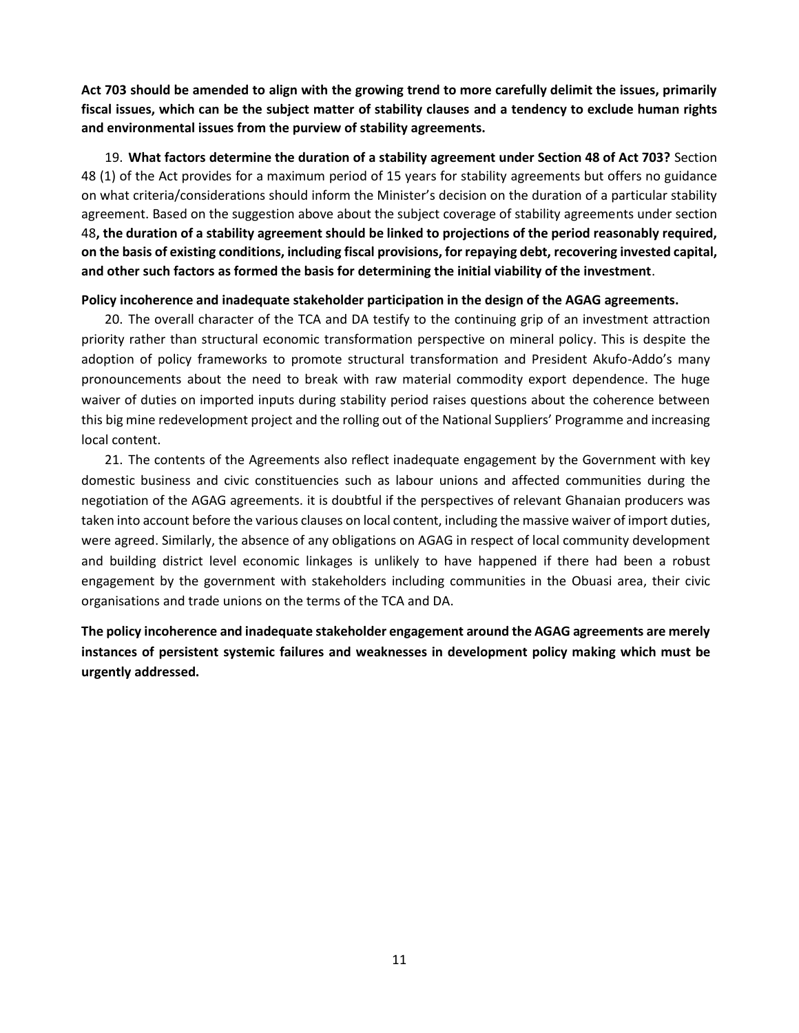**Act 703 should be amended to align with the growing trend to more carefully delimit the issues, primarily fiscal issues, which can be the subject matter of stability clauses and a tendency to exclude human rights and environmental issues from the purview of stability agreements.**

19. **What factors determine the duration of a stability agreement under Section 48 of Act 703?** Section 48 (1) of the Act provides for a maximum period of 15 years for stability agreements but offers no guidance on what criteria/considerations should inform the Minister's decision on the duration of a particular stability agreement. Based on the suggestion above about the subject coverage of stability agreements under section 48**, the duration of a stability agreement should be linked to projections of the period reasonably required, on the basis of existing conditions, including fiscal provisions, for repaying debt, recovering invested capital, and other such factors as formed the basis for determining the initial viability of the investment**.

**Policy incoherence and inadequate stakeholder participation in the design of the AGAG agreements.**

20. The overall character of the TCA and DA testify to the continuing grip of an investment attraction priority rather than structural economic transformation perspective on mineral policy. This is despite the adoption of policy frameworks to promote structural transformation and President Akufo-Addo's many pronouncements about the need to break with raw material commodity export dependence. The huge waiver of duties on imported inputs during stability period raises questions about the coherence between this big mine redevelopment project and the rolling out of the National Suppliers' Programme and increasing local content.

21. The contents of the Agreements also reflect inadequate engagement by the Government with key domestic business and civic constituencies such as labour unions and affected communities during the negotiation of the AGAG agreements. it is doubtful if the perspectives of relevant Ghanaian producers was taken into account before the various clauses on local content, including the massive waiver of import duties, were agreed. Similarly, the absence of any obligations on AGAG in respect of local community development and building district level economic linkages is unlikely to have happened if there had been a robust engagement by the government with stakeholders including communities in the Obuasi area, their civic organisations and trade unions on the terms of the TCA and DA.

**The policy incoherence and inadequate stakeholder engagement around the AGAG agreements are merely instances of persistent systemic failures and weaknesses in development policy making which must be urgently addressed.**